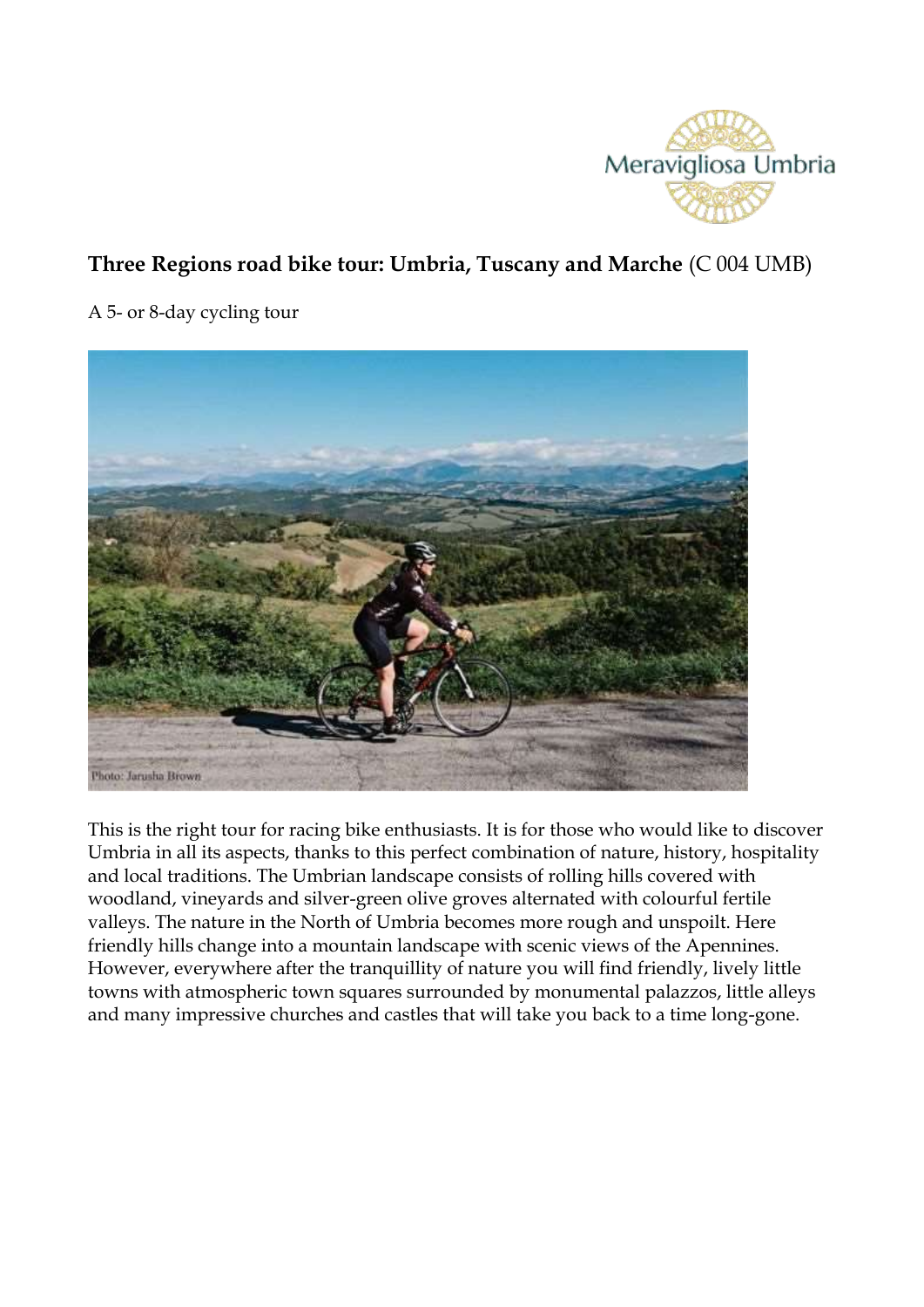Meravigliosa Umbria

# Three Regions road bike tour: Umbria, Tuscany and Marche (C 004 UMB)

A 5- or 8-day cycling tour

Photo: Jarusha Brown

This is the right tour for racing bike enthusiasts. It is for those who would like to discover Umbria in all its aspects, thanks to this perfect combination of nature, history, hospitality and local traditions. The Umbrian landscape consists of rolling hills covered with woodland, vineyards and silver-green olive groves alternated with colourful fertile valleys. The nature in the North of Umbria becomes more rough and unspoilt. Here friendly hills change into a mountain landscape with scenic views of the Apennines. However, everywhere after the tranquillity of nature you will find friendly, lively little towns with atmospheric town squares surrounded by monumental palazzos, little alleys and many impressive churches and castles that will take you back to a time long-gone.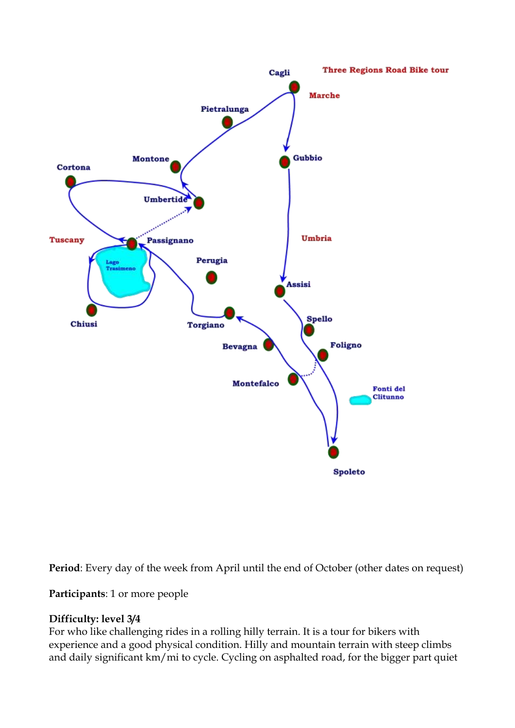**Period**: Every day of the week from April until the end of October (other dates on request)

**Participants**: 1 or more people

**Difficulty: level 3/4**

For who like challenging rides in a rolling hilly terrain. It is a tour for bikers with experience and a good physical condition. Hilly and mountain terrain with steep climbs and daily significant km/mi to cycle. Cycling on asphalted road, for the bigger part quiet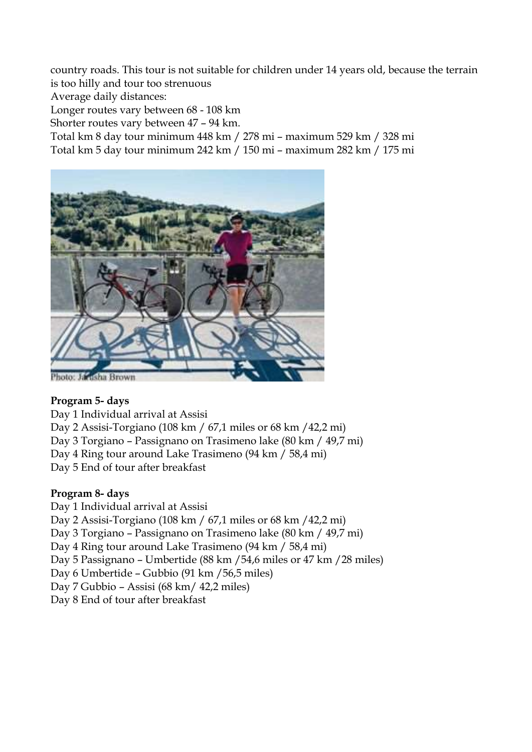country roads. This tour is not suitable for children under 14 years old, because the terrain is too hilly and tour too strenuous

Average daily distances:

Longer routes vary between 68 - 108 km

Shorter routes vary between 47 – 94 km.

Total km 8 day tour minimum 448 km / 278 mi – maximum 529 km / 328 mi

Total km 5 day tour minimum 242 km / 150 mi – maximum 282 km / 175 mi

Photo: Jarusha Brown

**Program 5- days**

Day 1 Individual arrival at Assisi

Day 2 Assisi-Torgiano (108 km / 67,1 miles or 68 km /42,2 mi)

Day 3 Torgiano – Passignano on Trasimeno lake (80 km / 49,7 mi)

Day 4 Ring tour around Lake Trasimeno (94 km / 58,4 mi)

Day 5 End of tour after breakfast

**Program 8- days**

Day 1 Individual arrival at Assisi

Day 2 Assisi-Torgiano (108 km / 67,1 miles or 68 km /42,2 mi)

Day 3 Torgiano – Passignano on Trasimeno lake (80 km / 49,7 mi)

Day 4 Ring tour around Lake Trasimeno (94 km / 58,4 mi)

Day 5 Passignano – Umbertide (88 km /54,6 miles or 47 km /28 miles)

Day 6 Umbertide – Gubbio (91 km /56,5 miles)

Day 7 Gubbio – Assisi (68 km/ 42,2 miles)

Day 8 End of tour after breakfast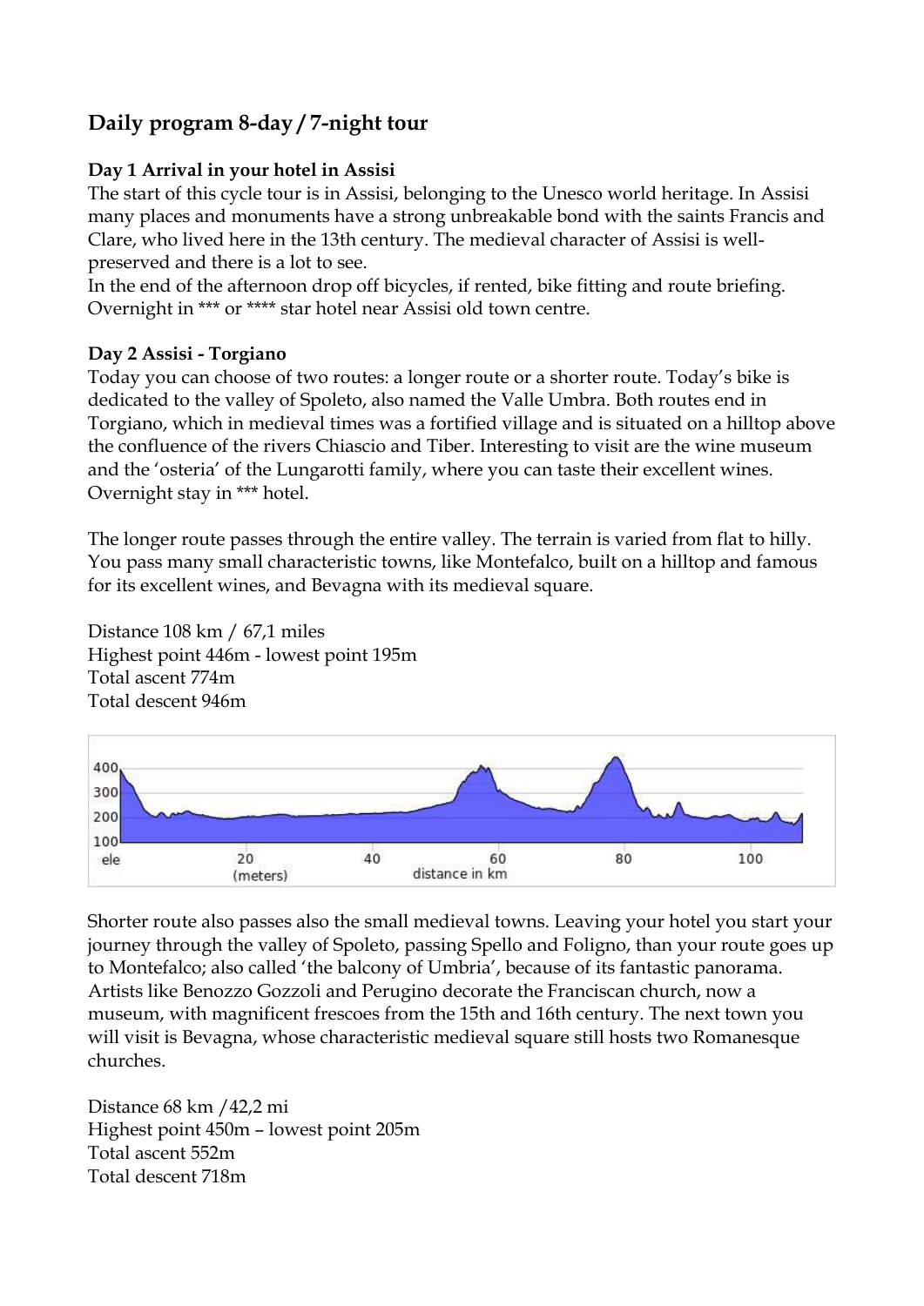## Daily program 8-day / 7-night tour

**Day 1 Arrival in your hotel in Assisi**

The start of this cycle tour is in Assisi, belonging to the Unesco world heritage. In Assisi many places and monuments have a strong unbreakable bond with the saints Francis and Clare, who lived here in the 13th century. The medieval character of Assisi is well-preserved and there is a lot to see.
In the end of the afternoon drop off bicycles, if rented, bike fitting and route briefing. Overnight in *** or **** star hotel near Assisi old town centre.

**Day 2 Assisi - Torgiano**

Today you can choose of two routes: a longer route or a shorter route. Today's bike is dedicated to the valley of Spoleto, also named the Valle Umbra. Both routes end in Torgiano, which in medieval times was a fortified village and is situated on a hilltop above the confluence of the rivers Chiascio and Tiber. Interesting to visit are the wine museum and the 'osteria' of the Lungarotti family, where you can taste their excellent wines. Overnight stay in *** hotel.

The longer route passes through the entire valley. The terrain is varied from flat to hilly. You pass many small characteristic towns, like Montefalco, built on a hilltop and famous for its excellent wines, and Bevagna with its medieval square.

Distance 108 km / 67,1 miles
Highest point 446m - lowest point 195m
Total ascent 774m
Total descent 946m

Shorter route also passes also the small medieval towns. Leaving your hotel you start your journey through the valley of Spoleto, passing Spello and Foligno, than your route goes up to Montefalco; also called 'the balcony of Umbria', because of its fantastic panorama. Artists like Benozzo Gozzoli and Perugino decorate the Franciscan church, now a museum, with magnificent frescoes from the 15th and 16th century. The next town you will visit is Bevagna, whose characteristic medieval square still hosts two Romanesque churches.

Distance 68 km /42,2 mi
Highest point 450m – lowest point 205m
Total ascent 552m
Total descent 718m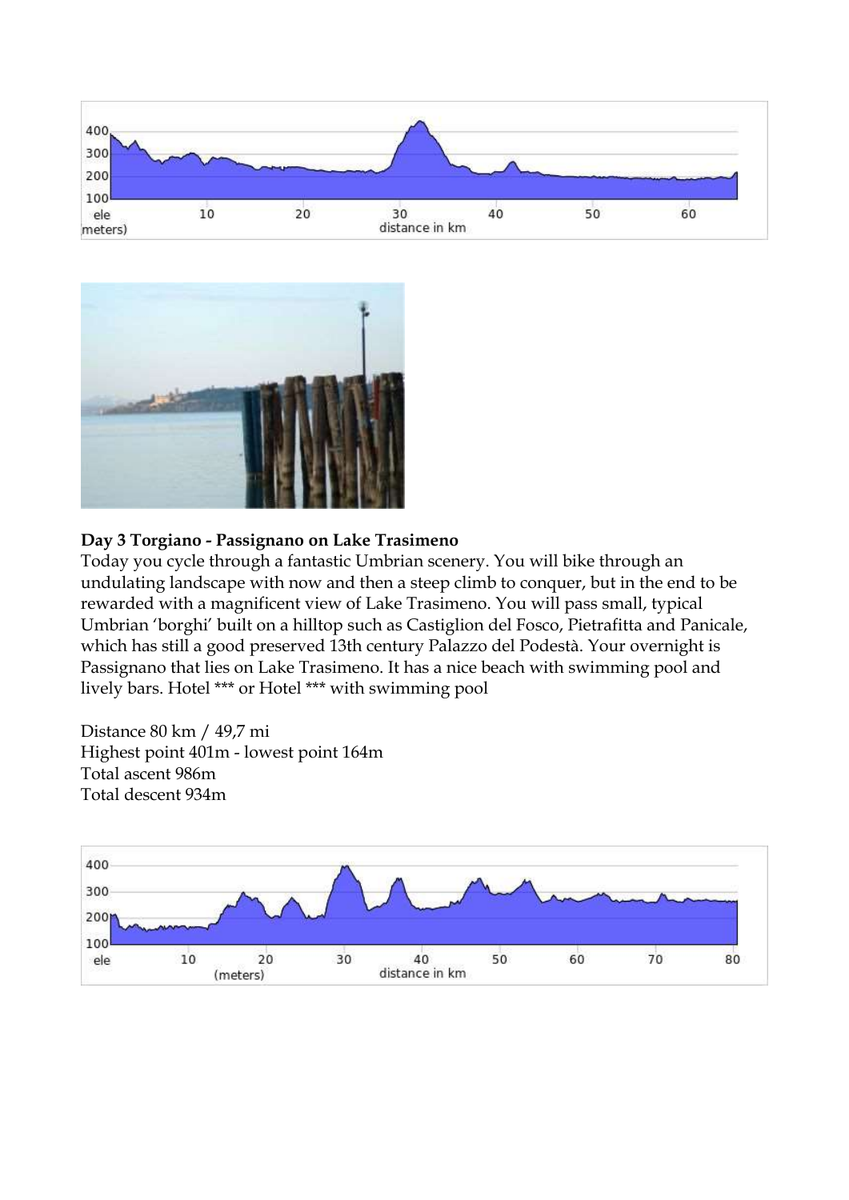**Day 3 Torgiano - Passignano on Lake Trasimeno**

Today you cycle through a fantastic Umbrian scenery. You will bike through an undulating landscape with now and then a steep climb to conquer, but in the end to be rewarded with a magnificent view of Lake Trasimeno. You will pass small, typical Umbrian 'borghi' built on a hilltop such as Castiglion del Fosco, Pietrafitta and Panicale, which has still a good preserved 13th century Palazzo del Podestà. Your overnight is Passignano that lies on Lake Trasimeno. It has a nice beach with swimming pool and lively bars. Hotel *** or Hotel *** with swimming pool

Distance 80 km / 49,7 mi
Highest point 401m - lowest point 164m
Total ascent 986m
Total descent 934m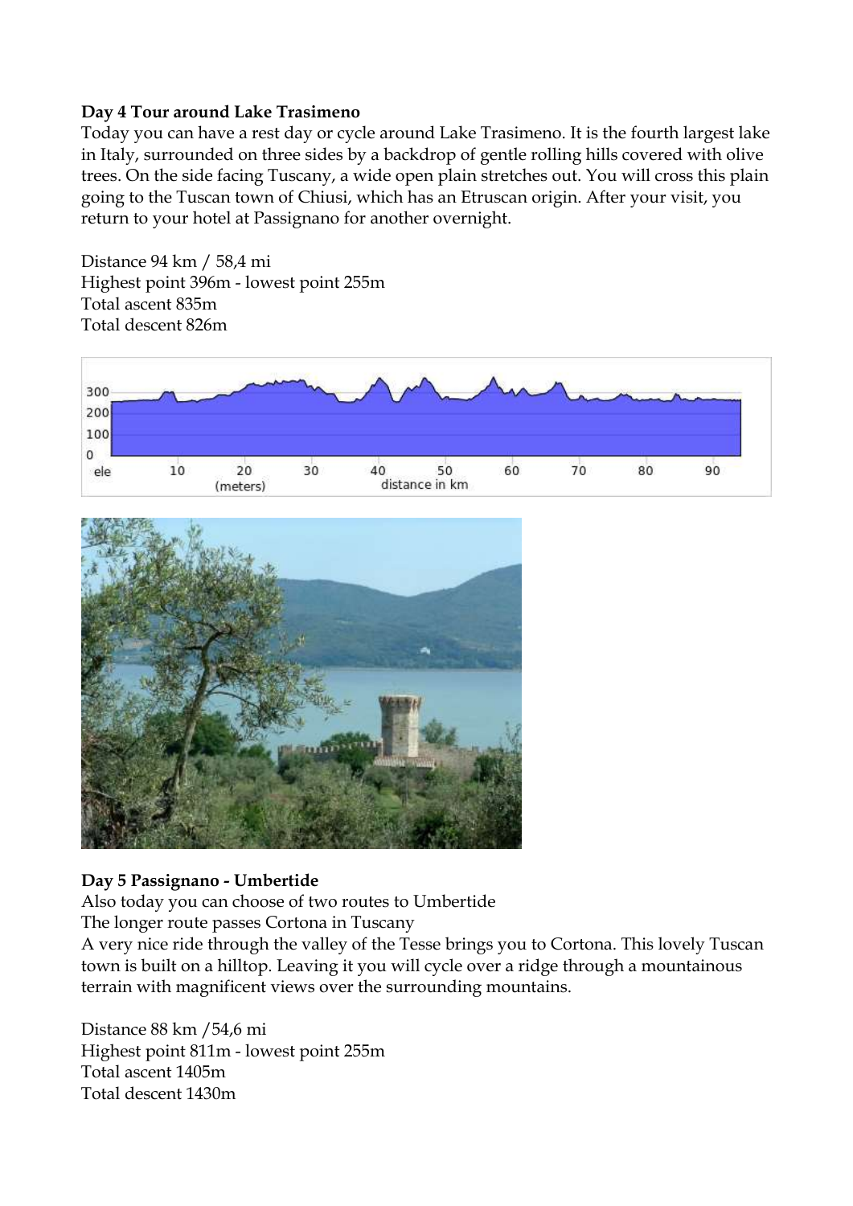**Day 4 Tour around Lake Trasimeno**

Today you can have a rest day or cycle around Lake Trasimeno. It is the fourth largest lake in Italy, surrounded on three sides by a backdrop of gentle rolling hills covered with olive trees. On the side facing Tuscany, a wide open plain stretches out. You will cross this plain going to the Tuscan town of Chiusi, which has an Etruscan origin. After your visit, you return to your hotel at Passignano for another overnight.

Distance 94 km / 58,4 mi
Highest point 396m - lowest point 255m
Total ascent 835m
Total descent 826m

**Day 5 Passignano - Umbertide**

Also today you can choose of two routes to Umbertide
The longer route passes Cortona in Tuscany
A very nice ride through the valley of the Tesse brings you to Cortona. This lovely Tuscan town is built on a hilltop. Leaving it you will cycle over a ridge through a mountainous terrain with magnificent views over the surrounding mountains.

Distance 88 km /54,6 mi
Highest point 811m - lowest point 255m
Total ascent 1405m
Total descent 1430m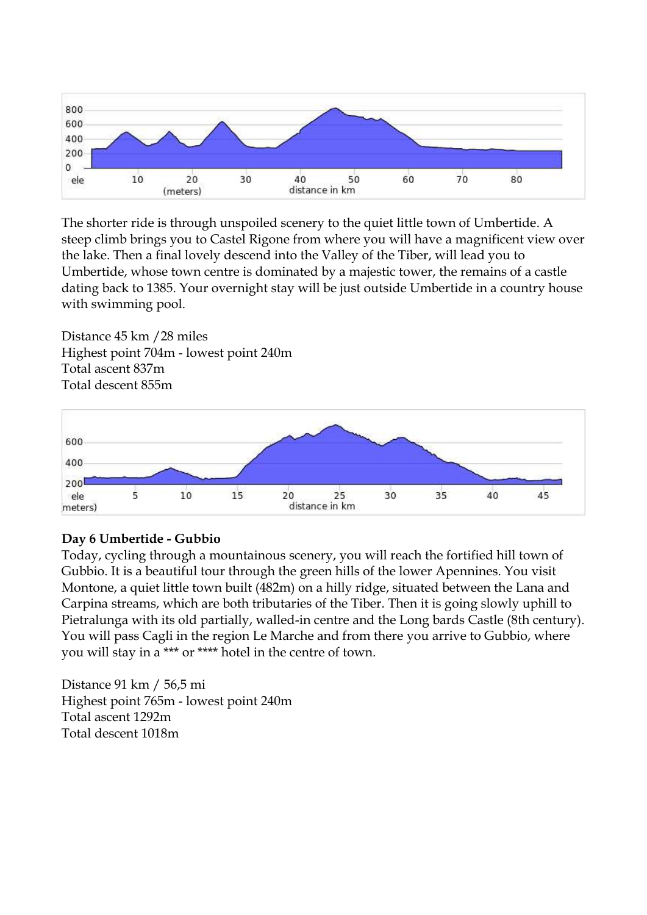The shorter ride is through unspoiled scenery to the quiet little town of Umbertide. A steep climb brings you to Castel Rigone from where you will have a magnificent view over the lake. Then a final lovely descend into the Valley of the Tiber, will lead you to Umbertide, whose town centre is dominated by a majestic tower, the remains of a castle dating back to 1385. Your overnight stay will be just outside Umbertide in a country house with swimming pool.

Distance 45 km /28 miles
Highest point 704m - lowest point 240m
Total ascent 837m
Total descent 855m

**Day 6 Umbertide - Gubbio**

Today, cycling through a mountainous scenery, you will reach the fortified hill town of Gubbio. It is a beautiful tour through the green hills of the lower Apennines. You visit Montone, a quiet little town built (482m) on a hilly ridge, situated between the Lana and Carpina streams, which are both tributaries of the Tiber. Then it is going slowly uphill to Pietralunga with its old partially, walled-in centre and the Long bards Castle (8th century). You will pass Cagli in the region Le Marche and from there you arrive to Gubbio, where you will stay in a *** or **** hotel in the centre of town.

Distance 91 km / 56,5 mi
Highest point 765m - lowest point 240m
Total ascent 1292m
Total descent 1018m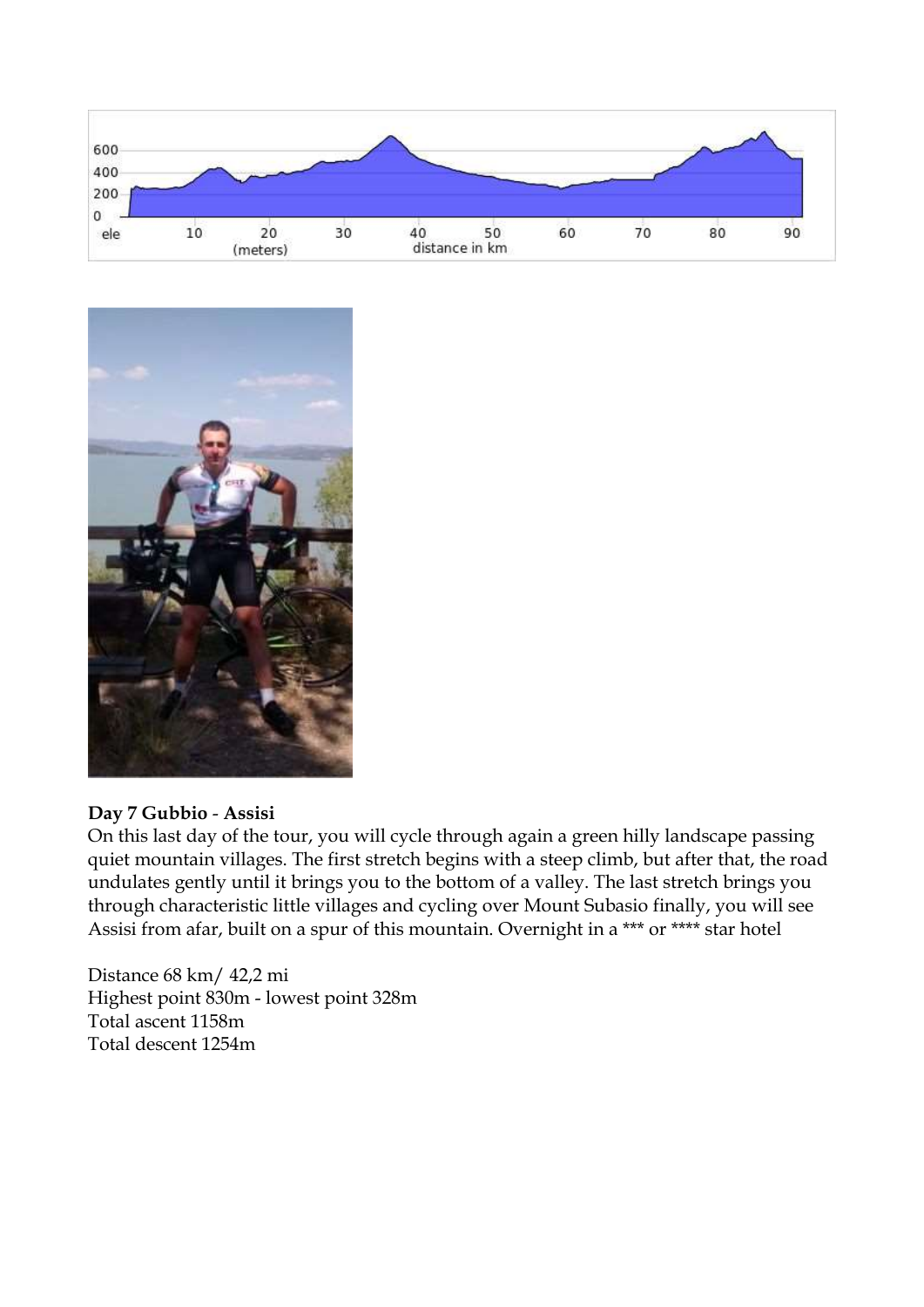**Day 7 Gubbio - Assisi**

On this last day of the tour, you will cycle through again a green hilly landscape passing quiet mountain villages. The first stretch begins with a steep climb, but after that, the road undulates gently until it brings you to the bottom of a valley. The last stretch brings you through characteristic little villages and cycling over Mount Subasio finally, you will see Assisi from afar, built on a spur of this mountain. Overnight in a *** or **** star hotel

Distance 68 km/ 42,2 mi
Highest point 830m - lowest point 328m
Total ascent 1158m
Total descent 1254m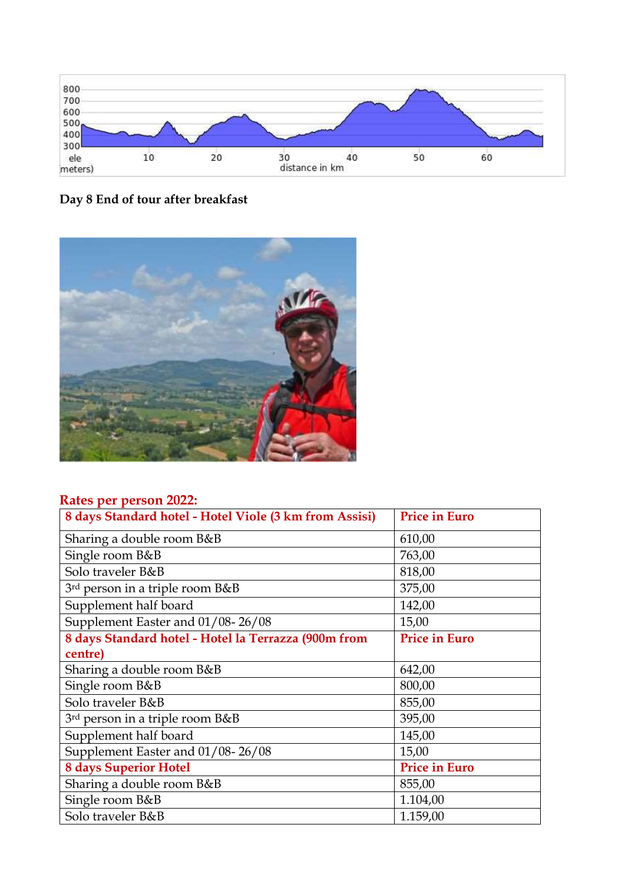**Day 8 End of tour after breakfast**

## Rates per person 2022:

| 8 days Standard hotel - Hotel Viole (3 km from Assisi) | Price in Euro |
| --- | --- |
| Sharing a double room B&B | 610,00 |
| Single room B&B | 763,00 |
| Solo traveler B&B | 818,00 |
| 3rd person in a triple room B&B | 375,00 |
| Supplement half board | 142,00 |
| Supplement Easter and 01/08- 26/08 | 15,00 |
| **8 days Standard hotel - Hotel la Terrazza (900m from centre)** | **Price in Euro** |
| Sharing a double room B&B | 642,00 |
| Single room B&B | 800,00 |
| Solo traveler B&B | 855,00 |
| 3rd person in a triple room B&B | 395,00 |
| Supplement half board | 145,00 |
| Supplement Easter and 01/08- 26/08 | 15,00 |
| **8 days Superior Hotel** | **Price in Euro** |
| Sharing a double room B&B | 855,00 |
| Single room B&B | 1.104,00 |
| Solo traveler B&B | 1.159,00 |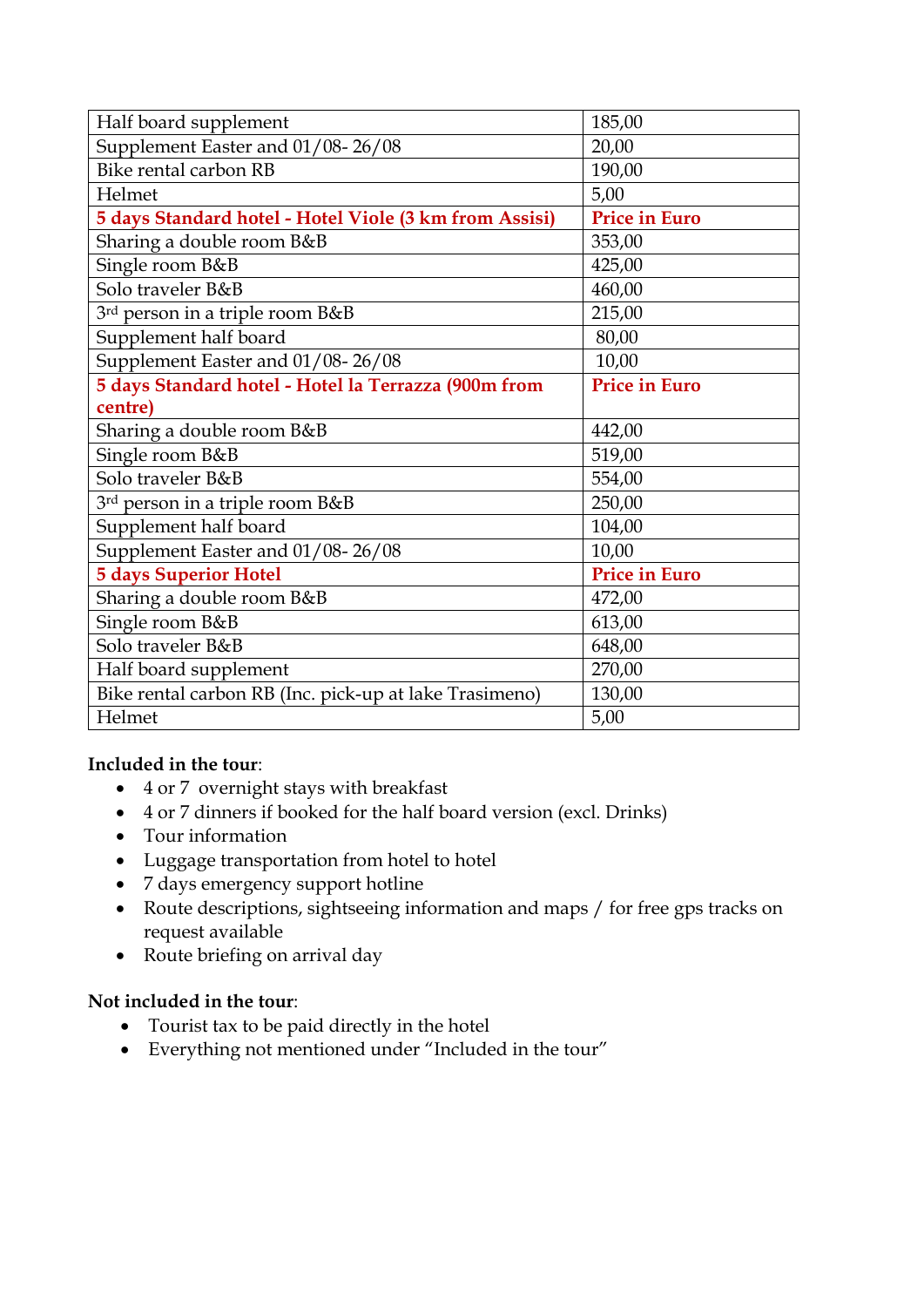| Half board supplement | 185,00 |
|---|---|
| Supplement Easter and 01/08- 26/08 | 20,00 |
| Bike rental carbon RB | 190,00 |
| Helmet | 5,00 |
| **5 days Standard hotel - Hotel Viole (3 km from Assisi)** | **Price in Euro** |
| Sharing a double room B&B | 353,00 |
| Single room B&B | 425,00 |
| Solo traveler B&B | 460,00 |
| 3rd person in a triple room B&B | 215,00 |
| Supplement half board | 80,00 |
| Supplement Easter and 01/08- 26/08 | 10,00 |
| **5 days Standard hotel - Hotel la Terrazza (900m from centre)** | **Price in Euro** |
| Sharing a double room B&B | 442,00 |
| Single room B&B | 519,00 |
| Solo traveler B&B | 554,00 |
| 3rd person in a triple room B&B | 250,00 |
| Supplement half board | 104,00 |
| Supplement Easter and 01/08- 26/08 | 10,00 |
| **5 days Superior Hotel** | **Price in Euro** |
| Sharing a double room B&B | 472,00 |
| Single room B&B | 613,00 |
| Solo traveler B&B | 648,00 |
| Half board supplement | 270,00 |
| Bike rental carbon RB (Inc. pick-up at lake Trasimeno) | 130,00 |
| Helmet | 5,00 |

**Included in the tour**:

- 4 or 7 overnight stays with breakfast
- 4 or 7 dinners if booked for the half board version (excl. Drinks)
- Tour information
- Luggage transportation from hotel to hotel
- 7 days emergency support hotline
- Route descriptions, sightseeing information and maps / for free gps tracks on request available
- Route briefing on arrival day

**Not included in the tour**:

- Tourist tax to be paid directly in the hotel
- Everything not mentioned under "Included in the tour"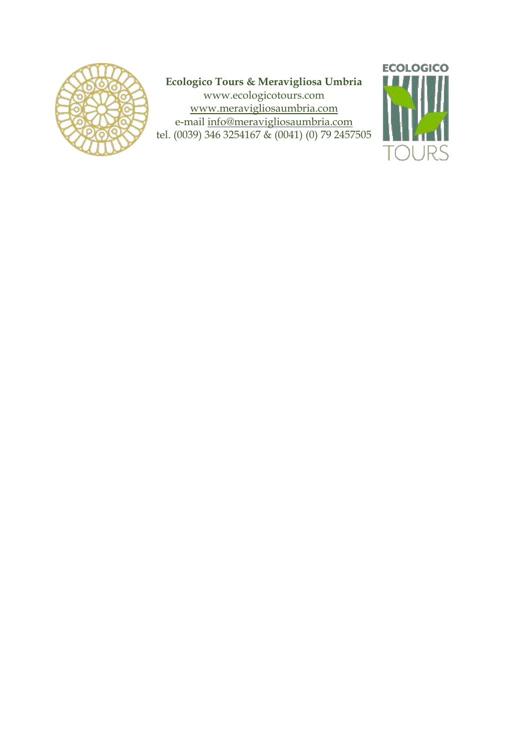**Ecologico Tours & Meravigliosa Umbria**
www.ecologicotours.com
www.meravigliosaumbria.com
e-mail info@meravigliosaumbria.com
tel. (0039) 346 3254167 & (0041) (0) 79 2457505

ECOLOGICO
TOURS